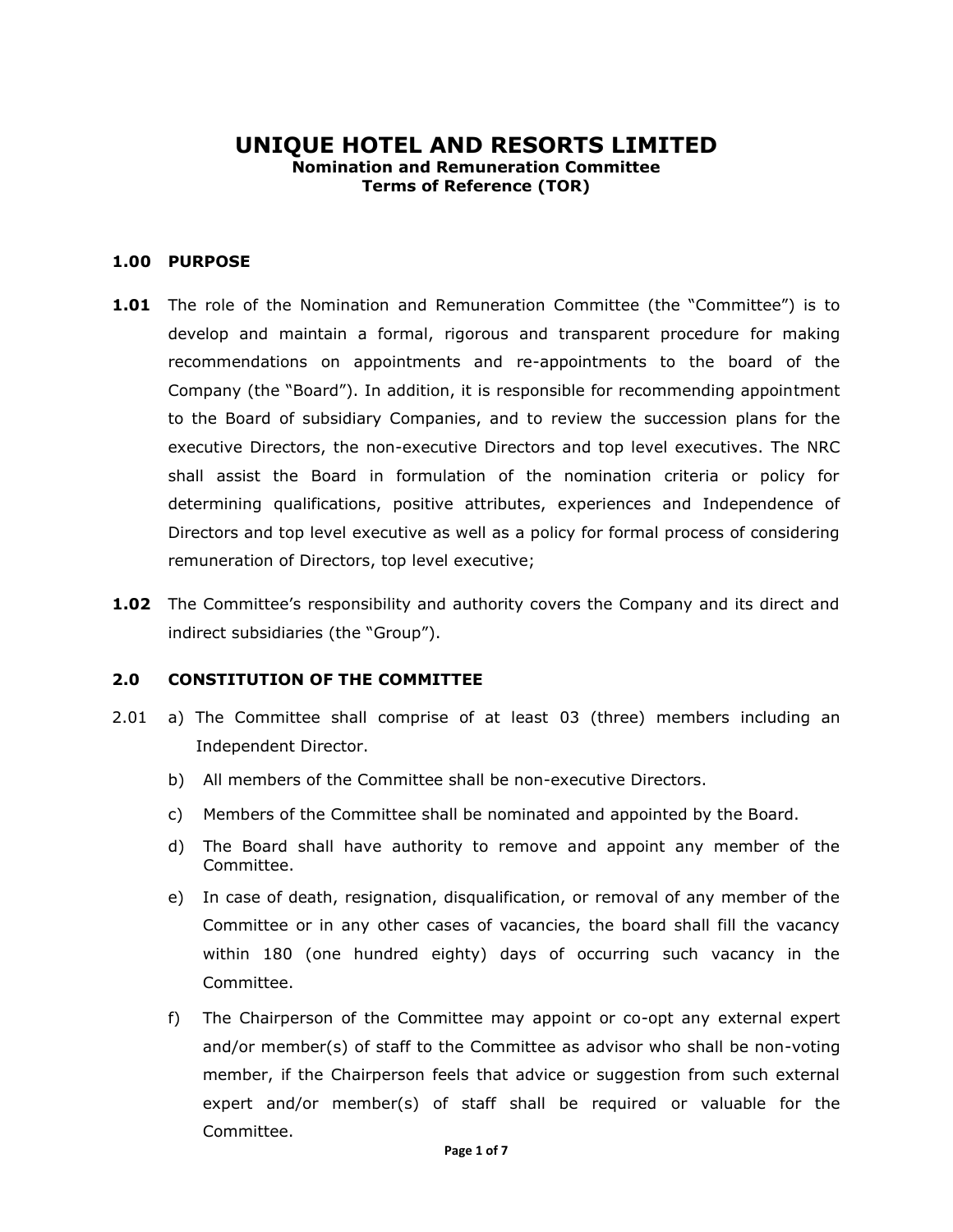# UNIQUE HOTEL AND RESORTS LIMITED

**Nomination and Remuneration Committee**
**Terms of Reference (TOR)**

## 1.00 PURPOSE

**1.01** The role of the Nomination and Remuneration Committee (the "Committee") is to develop and maintain a formal, rigorous and transparent procedure for making recommendations on appointments and re-appointments to the board of the Company (the "Board"). In addition, it is responsible for recommending appointment to the Board of subsidiary Companies, and to review the succession plans for the executive Directors, the non-executive Directors and top level executives. The NRC shall assist the Board in formulation of the nomination criteria or policy for determining qualifications, positive attributes, experiences and Independence of Directors and top level executive as well as a policy for formal process of considering remuneration of Directors, top level executive;

**1.02** The Committee's responsibility and authority covers the Company and its direct and indirect subsidiaries (the "Group").

## 2.0 CONSTITUTION OF THE COMMITTEE

2.01

a) The Committee shall comprise of at least 03 (three) members including an Independent Director.

b) All members of the Committee shall be non-executive Directors.

c) Members of the Committee shall be nominated and appointed by the Board.

d) The Board shall have authority to remove and appoint any member of the Committee.

e) In case of death, resignation, disqualification, or removal of any member of the Committee or in any other cases of vacancies, the board shall fill the vacancy within 180 (one hundred eighty) days of occurring such vacancy in the Committee.

f) The Chairperson of the Committee may appoint or co-opt any external expert and/or member(s) of staff to the Committee as advisor who shall be non-voting member, if the Chairperson feels that advice or suggestion from such external expert and/or member(s) of staff shall be required or valuable for the Committee.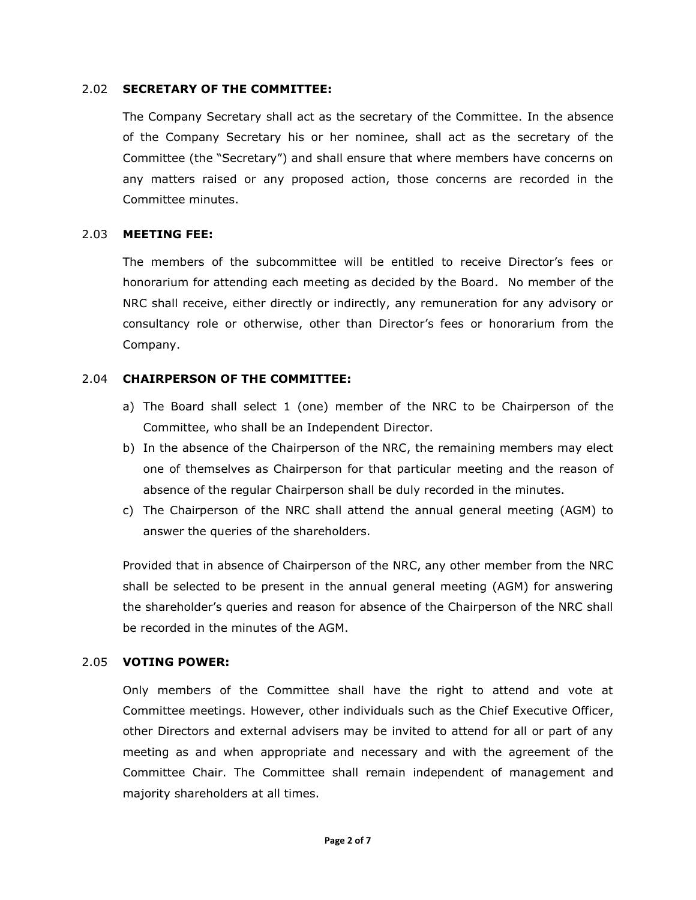### 2.02 SECRETARY OF THE COMMITTEE:

The Company Secretary shall act as the secretary of the Committee. In the absence of the Company Secretary his or her nominee, shall act as the secretary of the Committee (the "Secretary") and shall ensure that where members have concerns on any matters raised or any proposed action, those concerns are recorded in the Committee minutes.

### 2.03 MEETING FEE:

The members of the subcommittee will be entitled to receive Director's fees or honorarium for attending each meeting as decided by the Board. No member of the NRC shall receive, either directly or indirectly, any remuneration for any advisory or consultancy role or otherwise, other than Director's fees or honorarium from the Company.

### 2.04 CHAIRPERSON OF THE COMMITTEE:

a) The Board shall select 1 (one) member of the NRC to be Chairperson of the Committee, who shall be an Independent Director.

b) In the absence of the Chairperson of the NRC, the remaining members may elect one of themselves as Chairperson for that particular meeting and the reason of absence of the regular Chairperson shall be duly recorded in the minutes.

c) The Chairperson of the NRC shall attend the annual general meeting (AGM) to answer the queries of the shareholders.

Provided that in absence of Chairperson of the NRC, any other member from the NRC shall be selected to be present in the annual general meeting (AGM) for answering the shareholder's queries and reason for absence of the Chairperson of the NRC shall be recorded in the minutes of the AGM.

### 2.05 VOTING POWER:

Only members of the Committee shall have the right to attend and vote at Committee meetings. However, other individuals such as the Chief Executive Officer, other Directors and external advisers may be invited to attend for all or part of any meeting as and when appropriate and necessary and with the agreement of the Committee Chair. The Committee shall remain independent of management and majority shareholders at all times.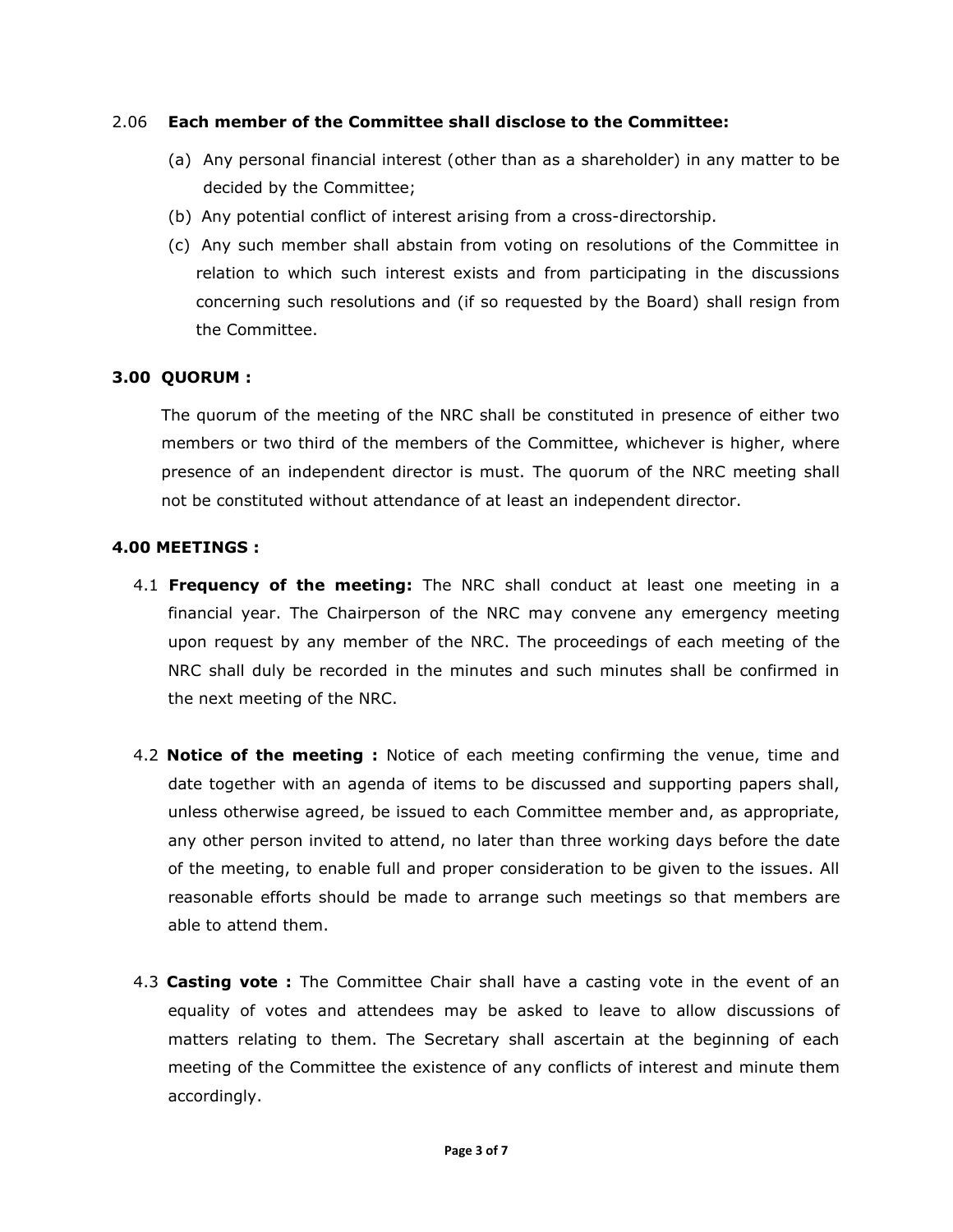2.06 **Each member of the Committee shall disclose to the Committee:**

(a) Any personal financial interest (other than as a shareholder) in any matter to be decided by the Committee;

(b) Any potential conflict of interest arising from a cross-directorship.

(c) Any such member shall abstain from voting on resolutions of the Committee in relation to which such interest exists and from participating in the discussions concerning such resolutions and (if so requested by the Board) shall resign from the Committee.

## 3.00 QUORUM :

The quorum of the meeting of the NRC shall be constituted in presence of either two members or two third of the members of the Committee, whichever is higher, where presence of an independent director is must. The quorum of the NRC meeting shall not be constituted without attendance of at least an independent director.

## 4.00 MEETINGS :

4.1 **Frequency of the meeting:** The NRC shall conduct at least one meeting in a financial year. The Chairperson of the NRC may convene any emergency meeting upon request by any member of the NRC. The proceedings of each meeting of the NRC shall duly be recorded in the minutes and such minutes shall be confirmed in the next meeting of the NRC.

4.2 **Notice of the meeting :** Notice of each meeting confirming the venue, time and date together with an agenda of items to be discussed and supporting papers shall, unless otherwise agreed, be issued to each Committee member and, as appropriate, any other person invited to attend, no later than three working days before the date of the meeting, to enable full and proper consideration to be given to the issues. All reasonable efforts should be made to arrange such meetings so that members are able to attend them.

4.3 **Casting vote :** The Committee Chair shall have a casting vote in the event of an equality of votes and attendees may be asked to leave to allow discussions of matters relating to them. The Secretary shall ascertain at the beginning of each meeting of the Committee the existence of any conflicts of interest and minute them accordingly.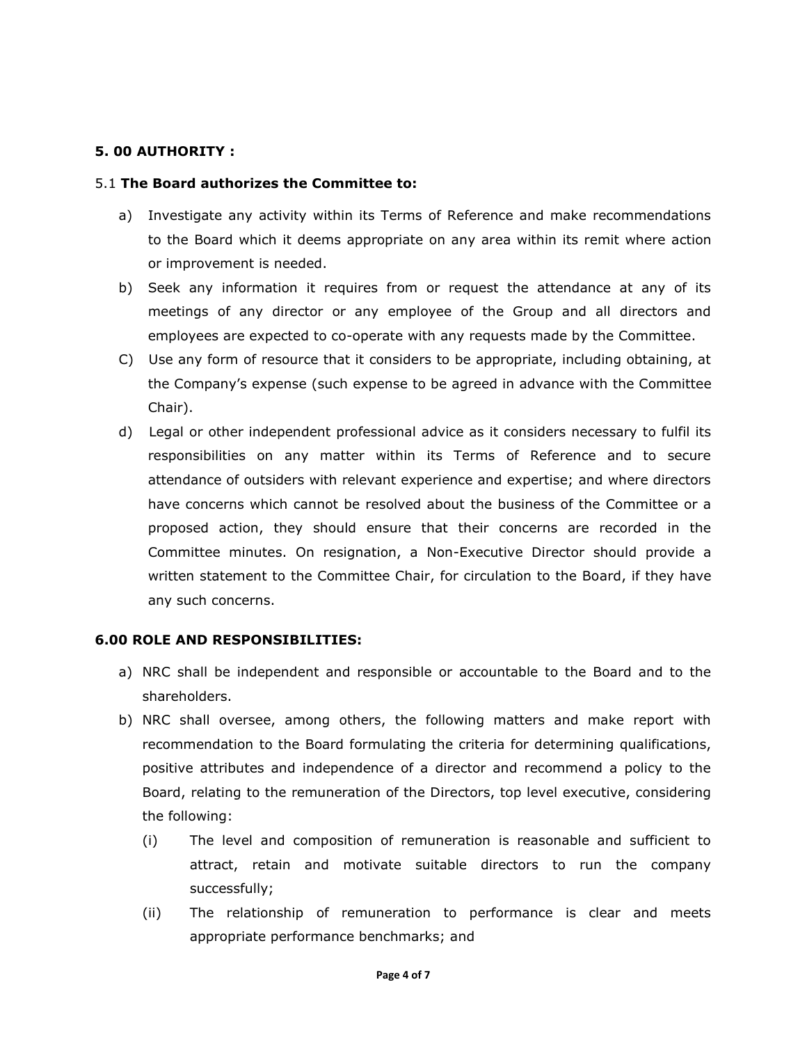**5. 00 AUTHORITY :**

5.1 **The Board authorizes the Committee to:**

a) Investigate any activity within its Terms of Reference and make recommendations to the Board which it deems appropriate on any area within its remit where action or improvement is needed.

b) Seek any information it requires from or request the attendance at any of its meetings of any director or any employee of the Group and all directors and employees are expected to co-operate with any requests made by the Committee.

C) Use any form of resource that it considers to be appropriate, including obtaining, at the Company's expense (such expense to be agreed in advance with the Committee Chair).

d) Legal or other independent professional advice as it considers necessary to fulfil its responsibilities on any matter within its Terms of Reference and to secure attendance of outsiders with relevant experience and expertise; and where directors have concerns which cannot be resolved about the business of the Committee or a proposed action, they should ensure that their concerns are recorded in the Committee minutes. On resignation, a Non-Executive Director should provide a written statement to the Committee Chair, for circulation to the Board, if they have any such concerns.

**6.00 ROLE AND RESPONSIBILITIES:**

a) NRC shall be independent and responsible or accountable to the Board and to the shareholders.

b) NRC shall oversee, among others, the following matters and make report with recommendation to the Board formulating the criteria for determining qualifications, positive attributes and independence of a director and recommend a policy to the Board, relating to the remuneration of the Directors, top level executive, considering the following:

   (i) The level and composition of remuneration is reasonable and sufficient to attract, retain and motivate suitable directors to run the company successfully;

   (ii) The relationship of remuneration to performance is clear and meets appropriate performance benchmarks; and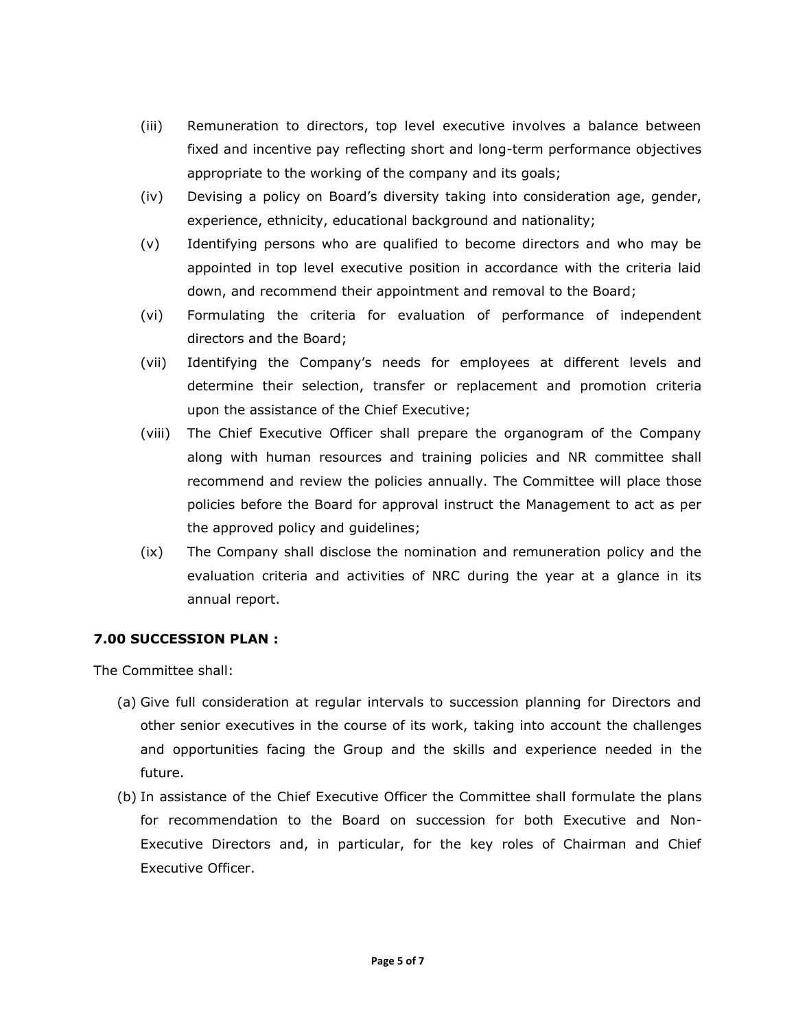(iii) Remuneration to directors, top level executive involves a balance between fixed and incentive pay reflecting short and long-term performance objectives appropriate to the working of the company and its goals;

(iv) Devising a policy on Board's diversity taking into consideration age, gender, experience, ethnicity, educational background and nationality;

(v) Identifying persons who are qualified to become directors and who may be appointed in top level executive position in accordance with the criteria laid down, and recommend their appointment and removal to the Board;

(vi) Formulating the criteria for evaluation of performance of independent directors and the Board;

(vii) Identifying the Company's needs for employees at different levels and determine their selection, transfer or replacement and promotion criteria upon the assistance of the Chief Executive;

(viii) The Chief Executive Officer shall prepare the organogram of the Company along with human resources and training policies and NR committee shall recommend and review the policies annually. The Committee will place those policies before the Board for approval instruct the Management to act as per the approved policy and guidelines;

(ix) The Company shall disclose the nomination and remuneration policy and the evaluation criteria and activities of NRC during the year at a glance in its annual report.

**7.00 SUCCESSION PLAN :**

The Committee shall:

(a) Give full consideration at regular intervals to succession planning for Directors and other senior executives in the course of its work, taking into account the challenges and opportunities facing the Group and the skills and experience needed in the future.

(b) In assistance of the Chief Executive Officer the Committee shall formulate the plans for recommendation to the Board on succession for both Executive and Non-Executive Directors and, in particular, for the key roles of Chairman and Chief Executive Officer.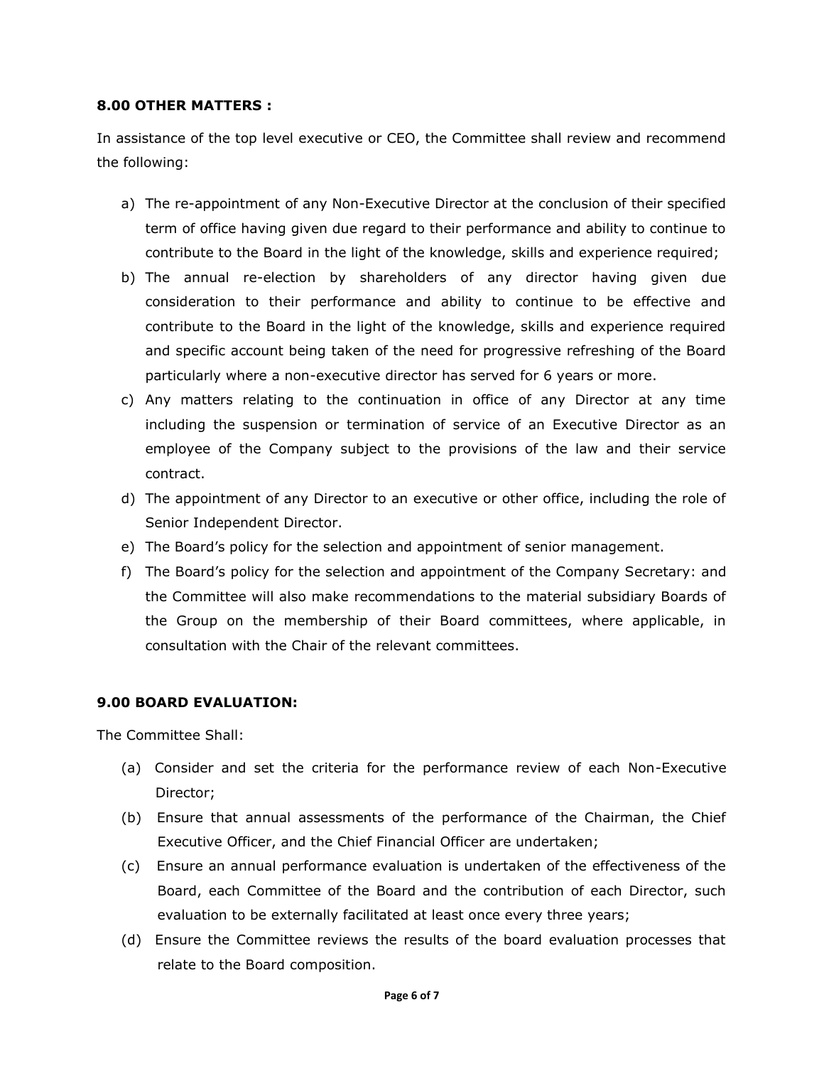## 8.00 OTHER MATTERS :

In assistance of the top level executive or CEO, the Committee shall review and recommend the following:

a) The re-appointment of any Non-Executive Director at the conclusion of their specified term of office having given due regard to their performance and ability to continue to contribute to the Board in the light of the knowledge, skills and experience required;
b) The annual re-election by shareholders of any director having given due consideration to their performance and ability to continue to be effective and contribute to the Board in the light of the knowledge, skills and experience required and specific account being taken of the need for progressive refreshing of the Board particularly where a non-executive director has served for 6 years or more.
c) Any matters relating to the continuation in office of any Director at any time including the suspension or termination of service of an Executive Director as an employee of the Company subject to the provisions of the law and their service contract.
d) The appointment of any Director to an executive or other office, including the role of Senior Independent Director.
e) The Board's policy for the selection and appointment of senior management.
f) The Board's policy for the selection and appointment of the Company Secretary: and the Committee will also make recommendations to the material subsidiary Boards of the Group on the membership of their Board committees, where applicable, in consultation with the Chair of the relevant committees.

## 9.00 BOARD EVALUATION:

The Committee Shall:

(a) Consider and set the criteria for the performance review of each Non-Executive Director;
(b) Ensure that annual assessments of the performance of the Chairman, the Chief Executive Officer, and the Chief Financial Officer are undertaken;
(c) Ensure an annual performance evaluation is undertaken of the effectiveness of the Board, each Committee of the Board and the contribution of each Director, such evaluation to be externally facilitated at least once every three years;
(d) Ensure the Committee reviews the results of the board evaluation processes that relate to the Board composition.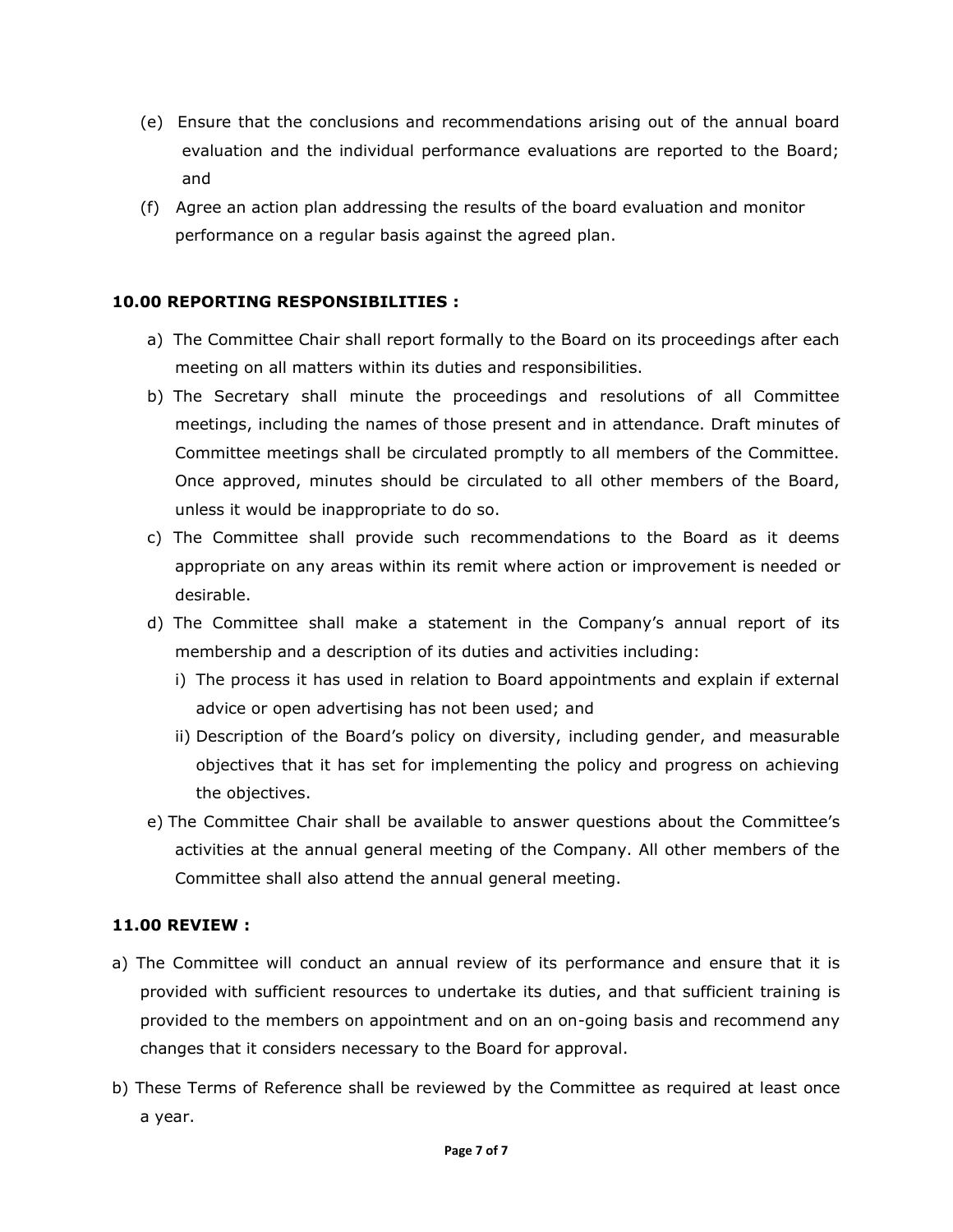(e) Ensure that the conclusions and recommendations arising out of the annual board evaluation and the individual performance evaluations are reported to the Board; and

(f) Agree an action plan addressing the results of the board evaluation and monitor performance on a regular basis against the agreed plan.

**10.00 REPORTING RESPONSIBILITIES :**

a) The Committee Chair shall report formally to the Board on its proceedings after each meeting on all matters within its duties and responsibilities.

b) The Secretary shall minute the proceedings and resolutions of all Committee meetings, including the names of those present and in attendance. Draft minutes of Committee meetings shall be circulated promptly to all members of the Committee. Once approved, minutes should be circulated to all other members of the Board, unless it would be inappropriate to do so.

c) The Committee shall provide such recommendations to the Board as it deems appropriate on any areas within its remit where action or improvement is needed or desirable.

d) The Committee shall make a statement in the Company's annual report of its membership and a description of its duties and activities including:

   i) The process it has used in relation to Board appointments and explain if external advice or open advertising has not been used; and

   ii) Description of the Board's policy on diversity, including gender, and measurable objectives that it has set for implementing the policy and progress on achieving the objectives.

e) The Committee Chair shall be available to answer questions about the Committee's activities at the annual general meeting of the Company. All other members of the Committee shall also attend the annual general meeting.

**11.00 REVIEW :**

a) The Committee will conduct an annual review of its performance and ensure that it is provided with sufficient resources to undertake its duties, and that sufficient training is provided to the members on appointment and on an on-going basis and recommend any changes that it considers necessary to the Board for approval.

b) These Terms of Reference shall be reviewed by the Committee as required at least once a year.